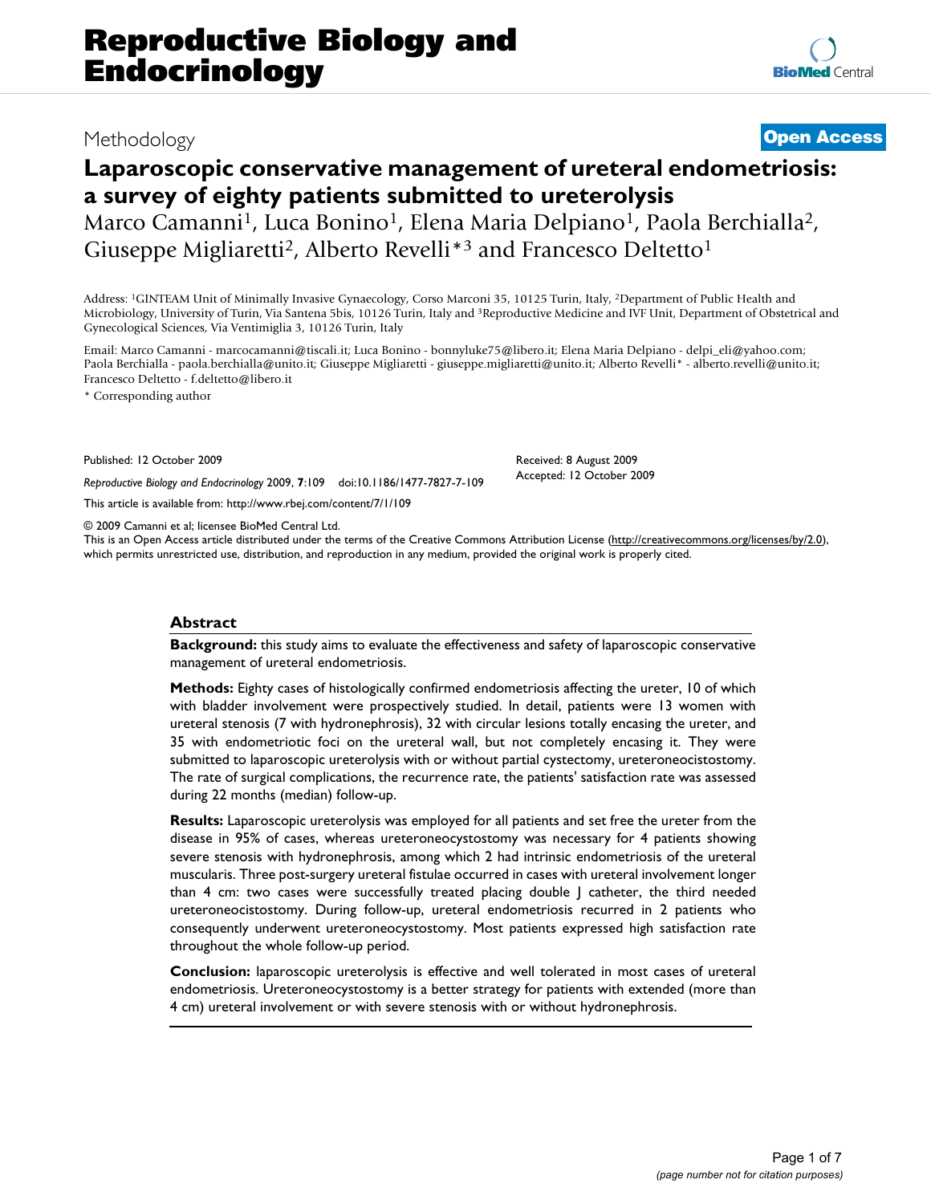# Reproductive Biology and Endocrinology

Methodology

**Open Access**

# Laparoscopic conservative management of ureteral endometriosis: a survey of eighty patients submitted to ureterolysis

Marco Camanni[1], Luca Bonino[1], Elena Maria Delpiano[1], Paola Berchialla[2], Giuseppe Migliaretti[2], Alberto Revelli*[3] and Francesco Deltetto[1]

Address: [1]GINTEAM Unit of Minimally Invasive Gynaecology, Corso Marconi 35, 10125 Turin, Italy, [2]Department of Public Health and Microbiology, University of Turin, Via Santena 5bis, 10126 Turin, Italy and [3]Reproductive Medicine and IVF Unit, Department of Obstetrical and Gynecological Sciences, Via Ventimiglia 3, 10126 Turin, Italy

Email: Marco Camanni - marcocamanni@tiscali.it; Luca Bonino - bonnyluke75@libero.it; Elena Maria Delpiano - delpi_eli@yahoo.com; Paola Berchialla - paola.berchialla@unito.it; Giuseppe Migliaretti - giuseppe.migliaretti@unito.it; Alberto Revelli* - alberto.revelli@unito.it; Francesco Deltetto - f.deltetto@libero.it

* Corresponding author

Published: 12 October 2009

*Reproductive Biology and Endocrinology* 2009, **7**:109 doi:10.1186/1477-7827-7-109

Received: 8 August 2009
Accepted: 12 October 2009

This article is available from: http://www.rbej.com/content/7/1/109

© 2009 Camanni et al; licensee BioMed Central Ltd.
This is an Open Access article distributed under the terms of the Creative Commons Attribution License (http://creativecommons.org/licenses/by/2.0), which permits unrestricted use, distribution, and reproduction in any medium, provided the original work is properly cited.

## Abstract

**Background:** this study aims to evaluate the effectiveness and safety of laparoscopic conservative management of ureteral endometriosis.

**Methods:** Eighty cases of histologically confirmed endometriosis affecting the ureter, 10 of which with bladder involvement were prospectively studied. In detail, patients were 13 women with ureteral stenosis (7 with hydronephrosis), 32 with circular lesions totally encasing the ureter, and 35 with endometriotic foci on the ureteral wall, but not completely encasing it. They were submitted to laparoscopic ureterolysis with or without partial cystectomy, ureteroneocistostomy. The rate of surgical complications, the recurrence rate, the patients' satisfaction rate was assessed during 22 months (median) follow-up.

**Results:** Laparoscopic ureterolysis was employed for all patients and set free the ureter from the disease in 95% of cases, whereas ureteroneocystostomy was necessary for 4 patients showing severe stenosis with hydronephrosis, among which 2 had intrinsic endometriosis of the ureteral muscularis. Three post-surgery ureteral fistulae occurred in cases with ureteral involvement longer than 4 cm: two cases were successfully treated placing double J catheter, the third needed ureteroneocistostomy. During follow-up, ureteral endometriosis recurred in 2 patients who consequently underwent ureteroneocystostomy. Most patients expressed high satisfaction rate throughout the whole follow-up period.

**Conclusion:** laparoscopic ureterolysis is effective and well tolerated in most cases of ureteral endometriosis. Ureteroneocystostomy is a better strategy for patients with extended (more than 4 cm) ureteral involvement or with severe stenosis with or without hydronephrosis.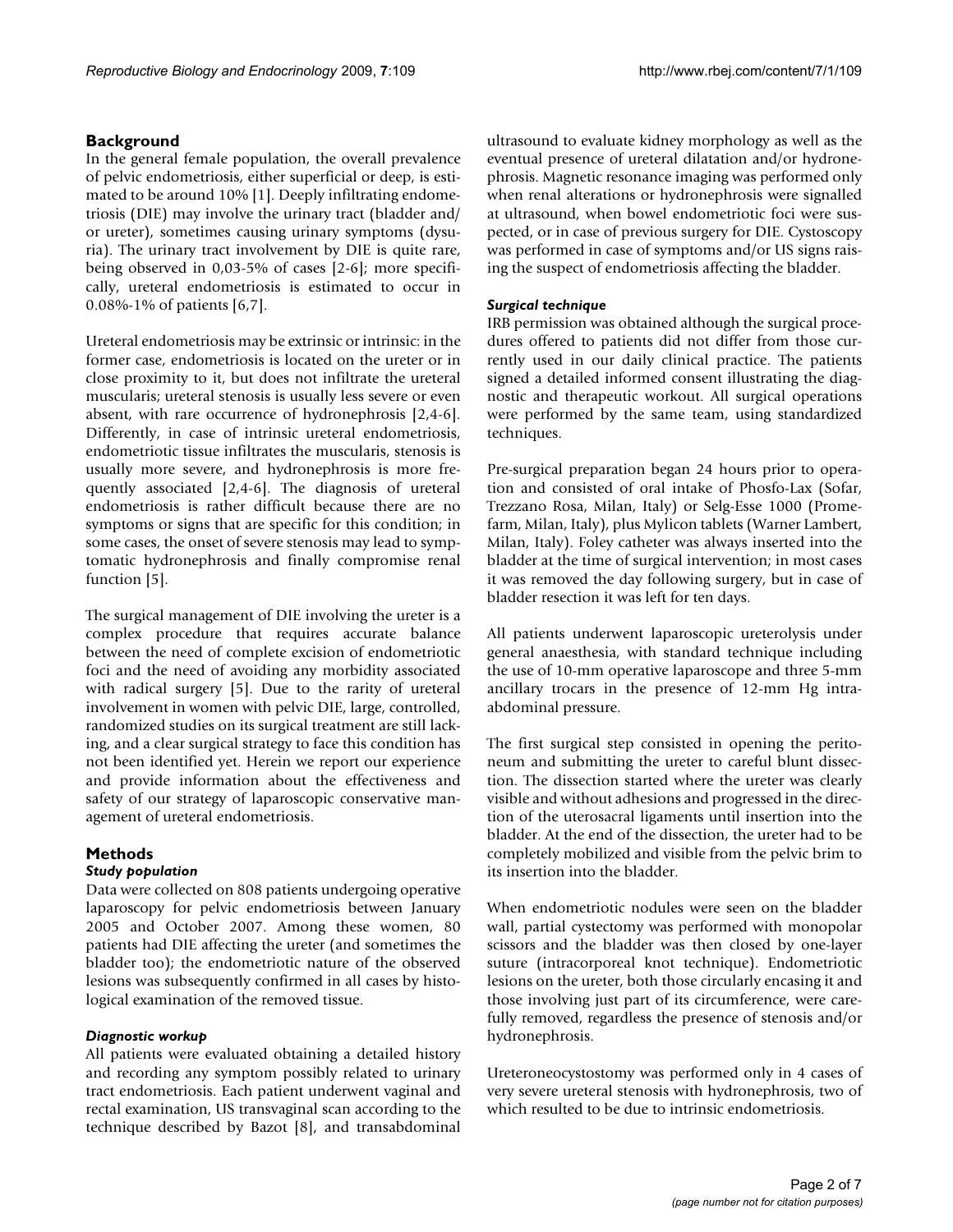## Background

In the general female population, the overall prevalence of pelvic endometriosis, either superficial or deep, is estimated to be around 10% [1]. Deeply infiltrating endometriosis (DIE) may involve the urinary tract (bladder and/or ureter), sometimes causing urinary symptoms (dysuria). The urinary tract involvement by DIE is quite rare, being observed in 0,03-5% of cases [2-6]; more specifically, ureteral endometriosis is estimated to occur in 0.08%-1% of patients [6,7].

Ureteral endometriosis may be extrinsic or intrinsic: in the former case, endometriosis is located on the ureter or in close proximity to it, but does not infiltrate the ureteral muscularis; ureteral stenosis is usually less severe or even absent, with rare occurrence of hydronephrosis [2,4-6]. Differently, in case of intrinsic ureteral endometriosis, endometriotic tissue infiltrates the muscularis, stenosis is usually more severe, and hydronephrosis is more frequently associated [2,4-6]. The diagnosis of ureteral endometriosis is rather difficult because there are no symptoms or signs that are specific for this condition; in some cases, the onset of severe stenosis may lead to symptomatic hydronephrosis and finally compromise renal function [5].

The surgical management of DIE involving the ureter is a complex procedure that requires accurate balance between the need of complete excision of endometriotic foci and the need of avoiding any morbidity associated with radical surgery [5]. Due to the rarity of ureteral involvement in women with pelvic DIE, large, controlled, randomized studies on its surgical treatment are still lacking, and a clear surgical strategy to face this condition has not been identified yet. Herein we report our experience and provide information about the effectiveness and safety of our strategy of laparoscopic conservative management of ureteral endometriosis.

## Methods

### *Study population*

Data were collected on 808 patients undergoing operative laparoscopy for pelvic endometriosis between January 2005 and October 2007. Among these women, 80 patients had DIE affecting the ureter (and sometimes the bladder too); the endometriotic nature of the observed lesions was subsequently confirmed in all cases by histological examination of the removed tissue.

### *Diagnostic workup*

All patients were evaluated obtaining a detailed history and recording any symptom possibly related to urinary tract endometriosis. Each patient underwent vaginal and rectal examination, US transvaginal scan according to the technique described by Bazot [8], and transabdominal ultrasound to evaluate kidney morphology as well as the eventual presence of ureteral dilatation and/or hydronephrosis. Magnetic resonance imaging was performed only when renal alterations or hydronephrosis were signalled at ultrasound, when bowel endometriotic foci were suspected, or in case of previous surgery for DIE. Cystoscopy was performed in case of symptoms and/or US signs raising the suspect of endometriosis affecting the bladder.

### *Surgical technique*

IRB permission was obtained although the surgical procedures offered to patients did not differ from those currently used in our daily clinical practice. The patients signed a detailed informed consent illustrating the diagnostic and therapeutic workout. All surgical operations were performed by the same team, using standardized techniques.

Pre-surgical preparation began 24 hours prior to operation and consisted of oral intake of Phosfo-Lax (Sofar, Trezzano Rosa, Milan, Italy) or Selg-Esse 1000 (Promefarm, Milan, Italy), plus Mylicon tablets (Warner Lambert, Milan, Italy). Foley catheter was always inserted into the bladder at the time of surgical intervention; in most cases it was removed the day following surgery, but in case of bladder resection it was left for ten days.

All patients underwent laparoscopic ureterolysis under general anaesthesia, with standard technique including the use of 10-mm operative laparoscope and three 5-mm ancillary trocars in the presence of 12-mm Hg intra-abdominal pressure.

The first surgical step consisted in opening the peritoneum and submitting the ureter to careful blunt dissection. The dissection started where the ureter was clearly visible and without adhesions and progressed in the direction of the uterosacral ligaments until insertion into the bladder. At the end of the dissection, the ureter had to be completely mobilized and visible from the pelvic brim to its insertion into the bladder.

When endometriotic nodules were seen on the bladder wall, partial cystectomy was performed with monopolar scissors and the bladder was then closed by one-layer suture (intracorporeal knot technique). Endometriotic lesions on the ureter, both those circularly encasing it and those involving just part of its circumference, were carefully removed, regardless the presence of stenosis and/or hydronephrosis.

Ureteroneocystostomy was performed only in 4 cases of very severe ureteral stenosis with hydronephrosis, two of which resulted to be due to intrinsic endometriosis.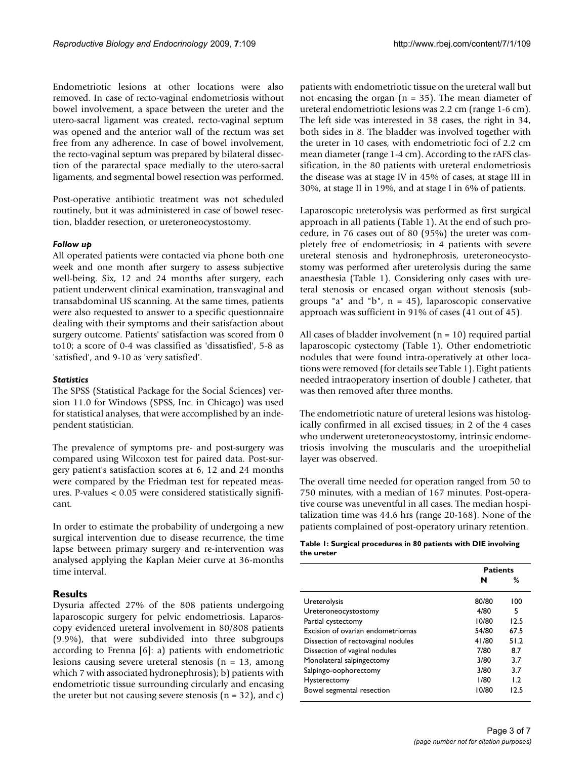Endometriotic lesions at other locations were also removed. In case of recto-vaginal endometriosis without bowel involvement, a space between the ureter and the utero-sacral ligament was created, recto-vaginal septum was opened and the anterior wall of the rectum was set free from any adherence. In case of bowel involvement, the recto-vaginal septum was prepared by bilateral dissection of the pararectal space medially to the utero-sacral ligaments, and segmental bowel resection was performed.

Post-operative antibiotic treatment was not scheduled routinely, but it was administered in case of bowel resection, bladder resection, or ureteroneocystostomy.

### *Follow up*

All operated patients were contacted via phone both one week and one month after surgery to assess subjective well-being. Six, 12 and 24 months after surgery, each patient underwent clinical examination, transvaginal and transabdominal US scanning. At the same times, patients were also requested to answer to a specific questionnaire dealing with their symptoms and their satisfaction about surgery outcome. Patients' satisfaction was scored from 0 to10; a score of 0-4 was classified as 'dissatisfied', 5-8 as 'satisfied', and 9-10 as 'very satisfied'.

### *Statistics*

The SPSS (Statistical Package for the Social Sciences) version 11.0 for Windows (SPSS, Inc. in Chicago) was used for statistical analyses, that were accomplished by an independent statistician.

The prevalence of symptoms pre- and post-surgery was compared using Wilcoxon test for paired data. Post-surgery patient's satisfaction scores at 6, 12 and 24 months were compared by the Friedman test for repeated measures. P-values < 0.05 were considered statistically significant.

In order to estimate the probability of undergoing a new surgical intervention due to disease recurrence, the time lapse between primary surgery and re-intervention was analysed applying the Kaplan Meier curve at 36-months time interval.

## Results

Dysuria affected 27% of the 808 patients undergoing laparoscopic surgery for pelvic endometriosis. Laparoscopy evidenced ureteral involvement in 80/808 patients (9.9%), that were subdivided into three subgroups according to Frenna [6]: a) patients with endometriotic lesions causing severe ureteral stenosis (n = 13, among which 7 with associated hydronephrosis); b) patients with endometriotic tissue surrounding circularly and encasing the ureter but not causing severe stenosis (n = 32), and c) patients with endometriotic tissue on the ureteral wall but not encasing the organ (n = 35). The mean diameter of ureteral endometriotic lesions was 2.2 cm (range 1-6 cm). The left side was interested in 38 cases, the right in 34, both sides in 8. The bladder was involved together with the ureter in 10 cases, with endometriotic foci of 2.2 cm mean diameter (range 1-4 cm). According to the rAFS classification, in the 80 patients with ureteral endometriosis the disease was at stage IV in 45% of cases, at stage III in 30%, at stage II in 19%, and at stage I in 6% of patients.

Laparoscopic ureterolysis was performed as first surgical approach in all patients (Table 1). At the end of such procedure, in 76 cases out of 80 (95%) the ureter was completely free of endometriosis; in 4 patients with severe ureteral stenosis and hydronephrosis, ureteroneocystostomy was performed after ureterolysis during the same anaesthesia (Table 1). Considering only cases with ureteral stenosis or encased organ without stenosis (subgroups "a" and "b", n = 45), laparoscopic conservative approach was sufficient in 91% of cases (41 out of 45).

All cases of bladder involvement (n = 10) required partial laparoscopic cystectomy (Table 1). Other endometriotic nodules that were found intra-operatively at other locations were removed (for details see Table 1). Eight patients needed intraoperatory insertion of double J catheter, that was then removed after three months.

The endometriotic nature of ureteral lesions was histologically confirmed in all excised tissues; in 2 of the 4 cases who underwent ureteroneocystostomy, intrinsic endometriosis involving the muscularis and the uroepithelial layer was observed.

The overall time needed for operation ranged from 50 to 750 minutes, with a median of 167 minutes. Post-operative course was uneventful in all cases. The median hospitalization time was 44.6 hrs (range 20-168). None of the patients complained of post-operatory urinary retention.

**Table 1: Surgical procedures in 80 patients with DIE involving the ureter**

| | Patients | |
|---|---|---|
| | **N** | **%** |
| Ureterolysis | 80/80 | 100 |
| Ureteroneocystostomy | 4/80 | 5 |
| Partial cystectomy | 10/80 | 12.5 |
| Excision of ovarian endometriomas | 54/80 | 67.5 |
| Dissection of rectovaginal nodules | 41/80 | 51.2 |
| Dissection of vaginal nodules | 7/80 | 8.7 |
| Monolateral salpingectomy | 3/80 | 3.7 |
| Salpingo-oophorectomy | 3/80 | 3.7 |
| Hysterectomy | 1/80 | 1.2 |
| Bowel segmental resection | 10/80 | 12.5 |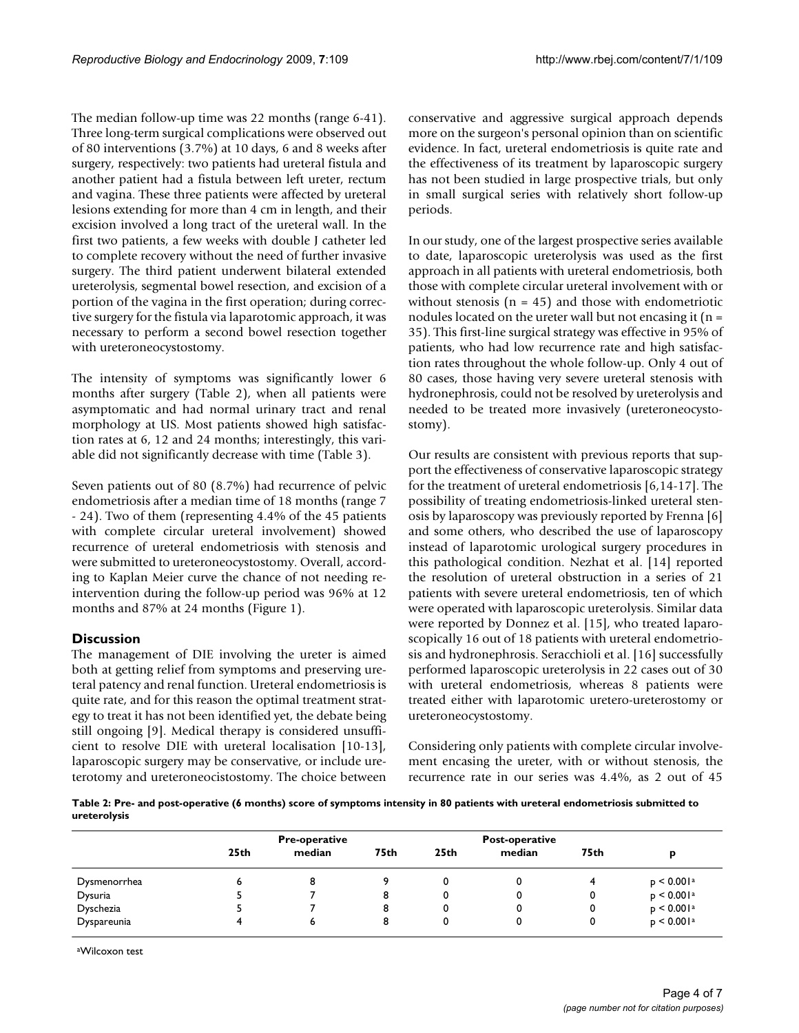The median follow-up time was 22 months (range 6-41). Three long-term surgical complications were observed out of 80 interventions (3.7%) at 10 days, 6 and 8 weeks after surgery, respectively: two patients had ureteral fistula and another patient had a fistula between left ureter, rectum and vagina. These three patients were affected by ureteral lesions extending for more than 4 cm in length, and their excision involved a long tract of the ureteral wall. In the first two patients, a few weeks with double J catheter led to complete recovery without the need of further invasive surgery. The third patient underwent bilateral extended ureterolysis, segmental bowel resection, and excision of a portion of the vagina in the first operation; during corrective surgery for the fistula via laparotomic approach, it was necessary to perform a second bowel resection together with ureteroneocystostomy.

The intensity of symptoms was significantly lower 6 months after surgery (Table 2), when all patients were asymptomatic and had normal urinary tract and renal morphology at US. Most patients showed high satisfaction rates at 6, 12 and 24 months; interestingly, this variable did not significantly decrease with time (Table 3).

Seven patients out of 80 (8.7%) had recurrence of pelvic endometriosis after a median time of 18 months (range 7 - 24). Two of them (representing 4.4% of the 45 patients with complete circular ureteral involvement) showed recurrence of ureteral endometriosis with stenosis and were submitted to ureteroneocystostomy. Overall, according to Kaplan Meier curve the chance of not needing re-intervention during the follow-up period was 96% at 12 months and 87% at 24 months (Figure 1).

## Discussion

The management of DIE involving the ureter is aimed both at getting relief from symptoms and preserving ureteral patency and renal function. Ureteral endometriosis is quite rate, and for this reason the optimal treatment strategy to treat it has not been identified yet, the debate being still ongoing [9]. Medical therapy is considered unsufficient to resolve DIE with ureteral localisation [10-13], laparoscopic surgery may be conservative, or include ureterotomy and ureteroneocistostomy. The choice between conservative and aggressive surgical approach depends more on the surgeon's personal opinion than on scientific evidence. In fact, ureteral endometriosis is quite rate and the effectiveness of its treatment by laparoscopic surgery has not been studied in large prospective trials, but only in small surgical series with relatively short follow-up periods.

In our study, one of the largest prospective series available to date, laparoscopic ureterolysis was used as the first approach in all patients with ureteral endometriosis, both those with complete circular ureteral involvement with or without stenosis (n = 45) and those with endometriotic nodules located on the ureter wall but not encasing it (n = 35). This first-line surgical strategy was effective in 95% of patients, who had low recurrence rate and high satisfaction rates throughout the whole follow-up. Only 4 out of 80 cases, those having very severe ureteral stenosis with hydronephrosis, could not be resolved by ureterolysis and needed to be treated more invasively (ureteroneocystostomy).

Our results are consistent with previous reports that support the effectiveness of conservative laparoscopic strategy for the treatment of ureteral endometriosis [6,14-17]. The possibility of treating endometriosis-linked ureteral stenosis by laparoscopy was previously reported by Frenna [6] and some others, who described the use of laparoscopy instead of laparotomic urological surgery procedures in this pathological condition. Nezhat et al. [14] reported the resolution of ureteral obstruction in a series of 21 patients with severe ureteral endometriosis, ten of which were operated with laparoscopic ureterolysis. Similar data were reported by Donnez et al. [15], who treated laparoscopically 16 out of 18 patients with ureteral endometriosis and hydronephrosis. Seracchioli et al. [16] successfully performed laparoscopic ureterolysis in 22 cases out of 30 with ureteral endometriosis, whereas 8 patients were treated either with laparotomic uretero-ureterostomy or ureteroneocystostomy.

Considering only patients with complete circular involvement encasing the ureter, with or without stenosis, the recurrence rate in our series was 4.4%, as 2 out of 45

**Table 2: Pre- and post-operative (6 months) score of symptoms intensity in 80 patients with ureteral endometriosis submitted to ureterolysis**

| | Pre-operative | | | Post-operative | | | |
|---|---|---|---|---|---|---|---|
| | 25th | median | 75th | 25th | median | 75th | p |
| Dysmenorrhea | 6 | 8 | 9 | 0 | 0 | 4 | $p < 0.001$[a] |
| Dysuria | 5 | 7 | 8 | 0 | 0 | 0 | $p < 0.001$[a] |
| Dyschezia | 5 | 7 | 8 | 0 | 0 | 0 | $p < 0.001$[a] |
| Dyspareunia | 4 | 6 | 8 | 0 | 0 | 0 | $p < 0.001$[a] |

[a]Wilcoxon test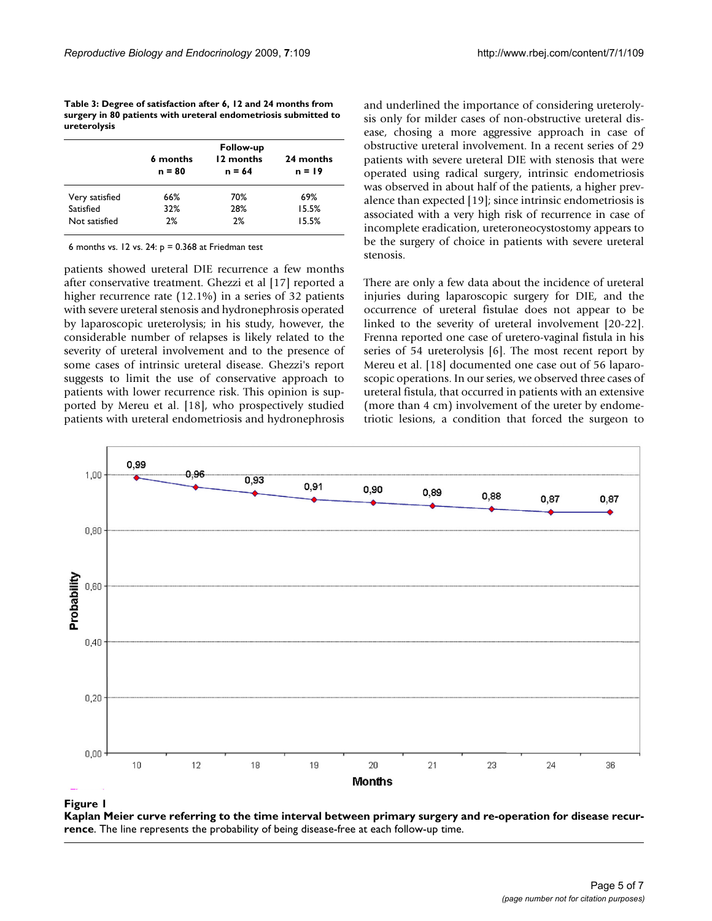**Table 3: Degree of satisfaction after 6, 12 and 24 months from surgery in 80 patients with ureteral endometriosis submitted to ureterolysis**

| | Follow-up | | |
|---|---|---|---|
| | 6 months n = 80 | 12 months n = 64 | 24 months n = 19 |
| Very satisfied | 66% | 70% | 69% |
| Satisfied | 32% | 28% | 15.5% |
| Not satisfied | 2% | 2% | 15.5% |

6 months vs. 12 vs. 24: p = 0.368 at Friedman test

patients showed ureteral DIE recurrence a few months after conservative treatment. Ghezzi et al [17] reported a higher recurrence rate (12.1%) in a series of 32 patients with severe ureteral stenosis and hydronephrosis operated by laparoscopic ureterolysis; in his study, however, the considerable number of relapses is likely related to the severity of ureteral involvement and to the presence of some cases of intrinsic ureteral disease. Ghezzi's report suggests to limit the use of conservative approach to patients with lower recurrence risk. This opinion is supported by Mereu et al. [18], who prospectively studied patients with ureteral endometriosis and hydronephrosis and underlined the importance of considering ureterolysis only for milder cases of non-obstructive ureteral disease, chosing a more aggressive approach in case of obstructive ureteral involvement. In a recent series of 29 patients with severe ureteral DIE with stenosis that were operated using radical surgery, intrinsic endometriosis was observed in about half of the patients, a higher prevalence than expected [19]; since intrinsic endometriosis is associated with a very high risk of recurrence in case of incomplete eradication, ureteroneocystostomy appears to be the surgery of choice in patients with severe ureteral stenosis.

There are only a few data about the incidence of ureteral injuries during laparoscopic surgery for DIE, and the occurrence of ureteral fistulae does not appear to be linked to the severity of ureteral involvement [20-22]. Frenna reported one case of uretero-vaginal fistula in his series of 54 ureterolysis [6]. The most recent report by Mereu et al. [18] documented one case out of 56 laparoscopic operations. In our series, we observed three cases of ureteral fistula, that occurred in patients with an extensive (more than 4 cm) involvement of the ureter by endometriotic lesions, a condition that forced the surgeon to

**Figure 1**

**Kaplan Meier curve referring to the time interval between primary surgery and re-operation for disease recurrence**. The line represents the probability of being disease-free at each follow-up time.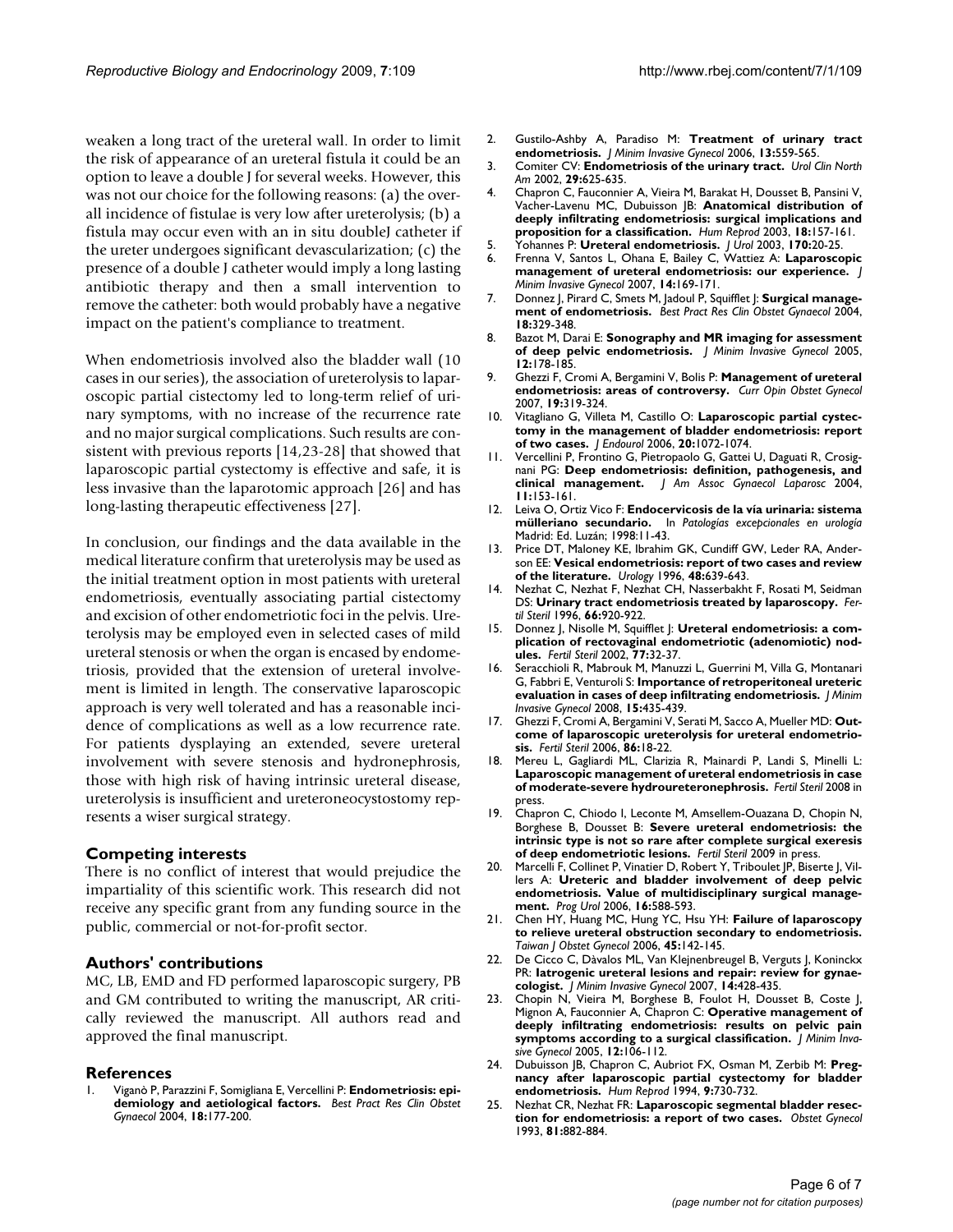weaken a long tract of the ureteral wall. In order to limit the risk of appearance of an ureteral fistula it could be an option to leave a double J for several weeks. However, this was not our choice for the following reasons: (a) the overall incidence of fistulae is very low after ureterolysis; (b) a fistula may occur even with an in situ doubleJ catheter if the ureter undergoes significant devascularization; (c) the presence of a double J catheter would imply a long lasting antibiotic therapy and then a small intervention to remove the catheter: both would probably have a negative impact on the patient's compliance to treatment.

When endometriosis involved also the bladder wall (10 cases in our series), the association of ureterolysis to laparoscopic partial cistectomy led to long-term relief of urinary symptoms, with no increase of the recurrence rate and no major surgical complications. Such results are consistent with previous reports [14,23-28] that showed that laparoscopic partial cystectomy is effective and safe, it is less invasive than the laparotomic approach [26] and has long-lasting therapeutic effectiveness [27].

In conclusion, our findings and the data available in the medical literature confirm that ureterolysis may be used as the initial treatment option in most patients with ureteral endometriosis, eventually associating partial cistectomy and excision of other endometriotic foci in the pelvis. Ureterolysis may be employed even in selected cases of mild ureteral stenosis or when the organ is encased by endometriosis, provided that the extension of ureteral involvement is limited in length. The conservative laparoscopic approach is very well tolerated and has a reasonable incidence of complications as well as a low recurrence rate. For patients dysplaying an extended, severe ureteral involvement with severe stenosis and hydronephrosis, those with high risk of having intrinsic ureteral disease, ureterolysis is insufficient and ureteroneocystostomy represents a wiser surgical strategy.

## Competing interests

There is no conflict of interest that would prejudice the impartiality of this scientific work. This research did not receive any specific grant from any funding source in the public, commercial or not-for-profit sector.

## Authors' contributions

MC, LB, EMD and FD performed laparoscopic surgery, PB and GM contributed to writing the manuscript, AR critically reviewed the manuscript. All authors read and approved the final manuscript.

## References

1. Viganò P, Parazzini F, Somigliana E, Vercellini P: **Endometriosis: epidemiology and aetiological factors.** *Best Pract Res Clin Obstet Gynaecol* 2004, **18:**177-200.
2. Gustilo-Ashby A, Paradiso M: **Treatment of urinary tract endometriosis.** *J Minim Invasive Gynecol* 2006, **13:**559-565.
3. Comiter CV: **Endometriosis of the urinary tract.** *Urol Clin North Am* 2002, **29:**625-635.
4. Chapron C, Fauconnier A, Vieira M, Barakat H, Dousset B, Pansini V, Vacher-Lavenu MC, Dubuisson JB: **Anatomical distribution of deeply infiltrating endometriosis: surgical implications and proposition for a classification.** *Hum Reprod* 2003, **18:**157-161.
5. Yohannes P: **Ureteral endometriosis.** *J Urol* 2003, **170:**20-25.
6. Frenna V, Santos L, Ohana E, Bailey C, Wattiez A: **Laparoscopic management of ureteral endometriosis: our experience.** *J Minim Invasive Gynecol* 2007, **14:**169-171.
7. Donnez J, Pirard C, Smets M, Jadoul P, Squifflet J: **Surgical management of endometriosis.** *Best Pract Res Clin Obstet Gynaecol* 2004, **18:**329-348.
8. Bazot M, Darai E: **Sonography and MR imaging for assessment of deep pelvic endometriosis.** *J Minim Invasive Gynecol* 2005, **12:**178-185.
9. Ghezzi F, Cromi A, Bergamini V, Bolis P: **Management of ureteral endometriosis: areas of controversy.** *Curr Opin Obstet Gynecol* 2007, **19:**319-324.
10. Vitagliano G, Villeta M, Castillo O: **Laparoscopic partial cystectomy in the management of bladder endometriosis: report of two cases.** *J Endourol* 2006, **20:**1072-1074.
11. Vercellini P, Frontino G, Pietropaolo G, Gattei U, Daguati R, Crosignani PG: **Deep endometriosis: definition, pathogenesis, and clinical management.** *J Am Assoc Gynaecol Laparosc* 2004, **11:**153-161.
12. Leiva O, Ortiz Vico F: **Endocervicosis de la vía urinaria: sistema mülleriano secundario.** In *Patologías excepcionales en urología* Madrid: Ed. Luzán; 1998:11-43.
13. Price DT, Maloney KE, Ibrahim GK, Cundiff GW, Leder RA, Anderson EE: **Vesical endometriosis: report of two cases and review of the literature.** *Urology* 1996, **48:**639-643.
14. Nezhat C, Nezhat F, Nezhat CH, Nasserbakht F, Rosati M, Seidman DS: **Urinary tract endometriosis treated by laparoscopy.** *Fertil Steril* 1996, **66:**920-922.
15. Donnez J, Nisolle M, Squifflet J: **Ureteral endometriosis: a complication of rectovaginal endometriotic (adenomiotic) nodules.** *Fertil Steril* 2002, **77:**32-37.
16. Seracchioli R, Mabrouk M, Manuzzi L, Guerrini M, Villa G, Montanari G, Fabbri E, Venturoli S: **Importance of retroperitoneal ureteric evaluation in cases of deep infiltrating endometriosis.** *J Minim Invasive Gynecol* 2008, **15:**435-439.
17. Ghezzi F, Cromi A, Bergamini V, Serati M, Sacco A, Mueller MD: **Outcome of laparoscopic ureterolysis for ureteral endometriosis.** *Fertil Steril* 2006, **86:**18-22.
18. Mereu L, Gagliardi ML, Clarizia R, Mainardi P, Landi S, Minelli L: **Laparoscopic management of ureteral endometriosis in case of moderate-severe hydroureteronephrosis.** *Fertil Steril* 2008 in press.
19. Chapron C, Chiodo I, Leconte M, Amsellem-Ouazana D, Chopin N, Borghese B, Dousset B: **Severe ureteral endometriosis: the intrinsic type is not so rare after complete surgical exeresis of deep endometriotic lesions.** *Fertil Steril* 2009 in press.
20. Marcelli F, Collinet P, Vinatier D, Robert Y, Triboulet JP, Biserte J, Villers A: **Ureteric and bladder involvement of deep pelvic endometriosis. Value of multidisciplinary surgical management.** *Prog Urol* 2006, **16:**588-593.
21. Chen HY, Huang MC, Hung YC, Hsu YH: **Failure of laparoscopy to relieve ureteral obstruction secondary to endometriosis.** *Taiwan J Obstet Gynecol* 2006, **45:**142-145.
22. De Cicco C, Dàvalos ML, Van Klejnenbreugel B, Verguts J, Koninckx PR: **Iatrogenic ureteral lesions and repair: review for gynaecologist.** *J Minim Invasive Gynecol* 2007, **14:**428-435.
23. Chopin N, Vieira M, Borghese B, Foulot H, Dousset B, Coste J, Mignon A, Fauconnier A, Chapron C: **Operative management of deeply infiltrating endometriosis: results on pelvic pain symptoms according to a surgical classification.** *J Minim Invasive Gynecol* 2005, **12:**106-112.
24. Dubuisson JB, Chapron C, Aubriot FX, Osman M, Zerbib M: **Pregnancy after laparoscopic partial cystectomy for bladder endometriosis.** *Hum Reprod* 1994, **9:**730-732.
25. Nezhat CR, Nezhat FR: **Laparoscopic segmental bladder resection for endometriosis: a report of two cases.** *Obstet Gynecol* 1993, **81:**882-884.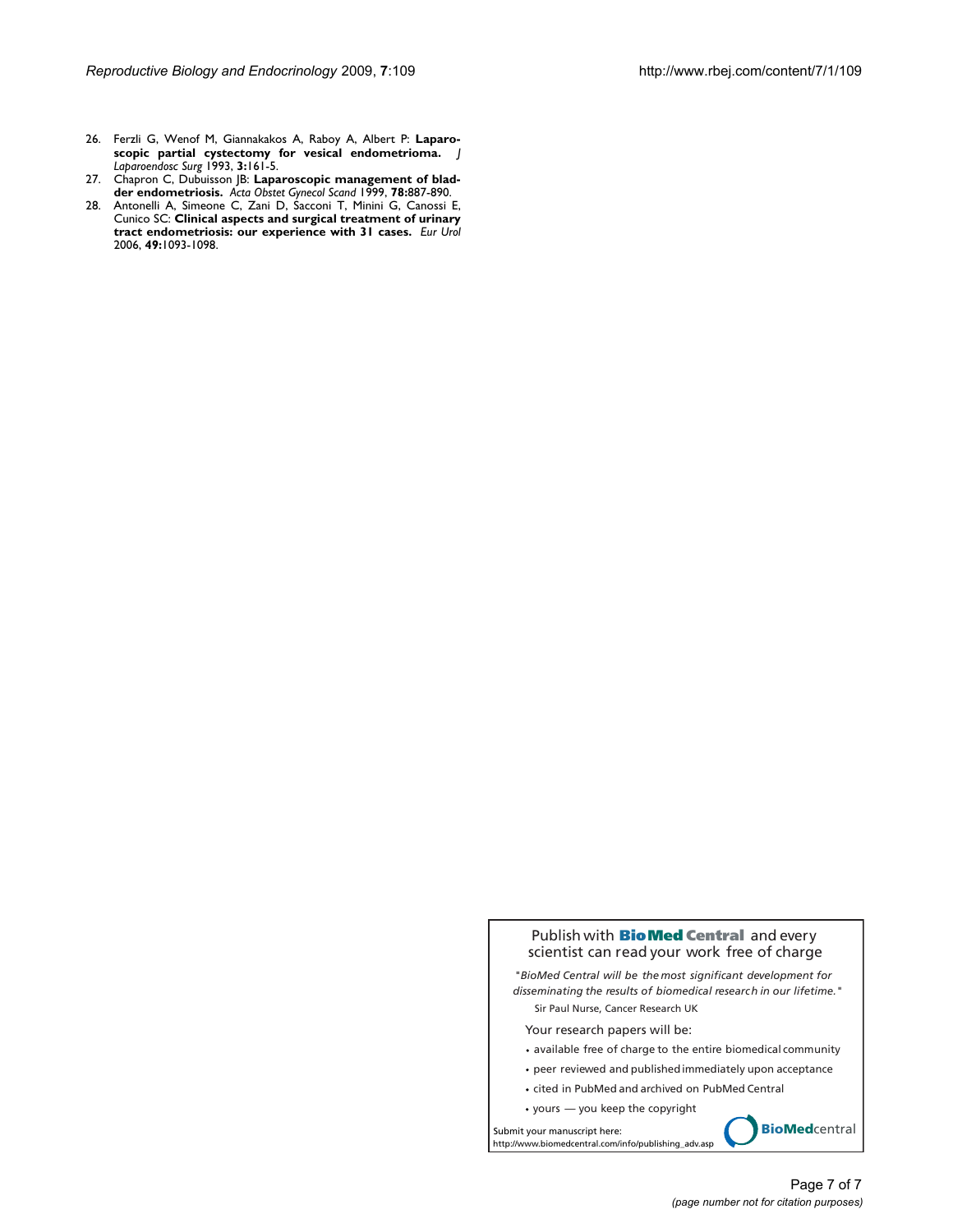26. Ferzli G, Wenof M, Giannakakos A, Raboy A, Albert P: **Laparoscopic partial cystectomy for vesical endometrioma.** *J Laparoendosc Surg* 1993, **3:**161-5.
27. Chapron C, Dubuisson JB: **Laparoscopic management of bladder endometriosis.** *Acta Obstet Gynecol Scand* 1999, **78:**887-890.
28. Antonelli A, Simeone C, Zani D, Sacconi T, Minini G, Canossi E, Cunico SC: **Clinical aspects and surgical treatment of urinary tract endometriosis: our experience with 31 cases.** *Eur Urol* 2006, **49:**1093-1098.

Publish with **BioMed Central** and every scientist can read your work free of charge

*"BioMed Central will be the most significant development for disseminating the results of biomedical research in our lifetime."*

Sir Paul Nurse, Cancer Research UK

Your research papers will be:

- available free of charge to the entire biomedical community
- peer reviewed and published immediately upon acceptance
- cited in PubMed and archived on PubMed Central
- yours — you keep the copyright

Submit your manuscript here:
http://www.biomedcentral.com/info/publishing_adv.asp

**BioMed**central